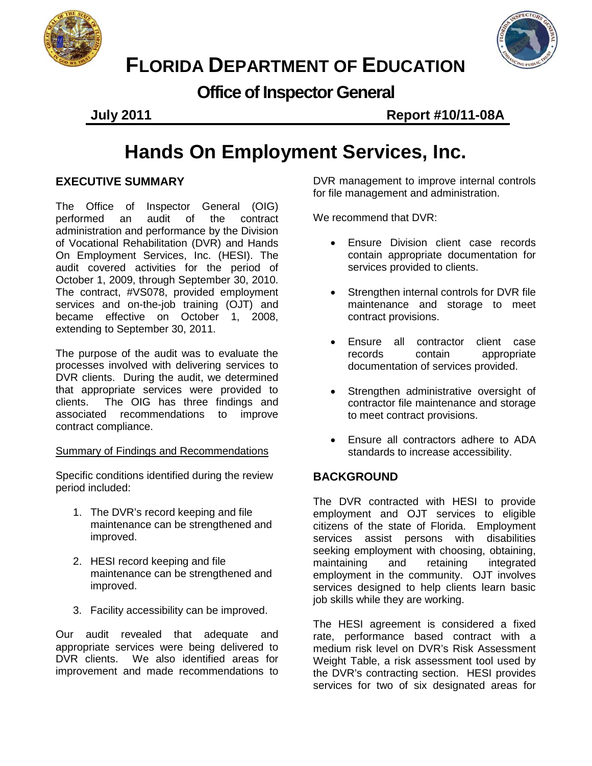# FLORIDA DEPARTMENT OF EDUCATION

## Office of Inspector General

**July 2011** **Report #10/11-08A**

# Hands On Employment Services, Inc.

## EXECUTIVE SUMMARY

The Office of Inspector General (OIG) performed an audit of the contract administration and performance by the Division of Vocational Rehabilitation (DVR) and Hands On Employment Services, Inc. (HESI). The audit covered activities for the period of October 1, 2009, through September 30, 2010. The contract, #VS078, provided employment services and on-the-job training (OJT) and became effective on October 1, 2008, extending to September 30, 2011.

The purpose of the audit was to evaluate the processes involved with delivering services to DVR clients. During the audit, we determined that appropriate services were provided to clients. The OIG has three findings and associated recommendations to improve contract compliance.

Summary of Findings and Recommendations

Specific conditions identified during the review period included:

1. The DVR's record keeping and file maintenance can be strengthened and improved.
2. HESI record keeping and file maintenance can be strengthened and improved.
3. Facility accessibility can be improved.

Our audit revealed that adequate and appropriate services were being delivered to DVR clients. We also identified areas for improvement and made recommendations to DVR management to improve internal controls for file management and administration.

We recommend that DVR:

- Ensure Division client case records contain appropriate documentation for services provided to clients.
- Strengthen internal controls for DVR file maintenance and storage to meet contract provisions.
- Ensure all contractor client case records contain appropriate documentation of services provided.
- Strengthen administrative oversight of contractor file maintenance and storage to meet contract provisions.
- Ensure all contractors adhere to ADA standards to increase accessibility.

## BACKGROUND

The DVR contracted with HESI to provide employment and OJT services to eligible citizens of the state of Florida. Employment services assist persons with disabilities seeking employment with choosing, obtaining, maintaining and retaining integrated employment in the community. OJT involves services designed to help clients learn basic job skills while they are working.

The HESI agreement is considered a fixed rate, performance based contract with a medium risk level on DVR's Risk Assessment Weight Table, a risk assessment tool used by the DVR's contracting section. HESI provides services for two of six designated areas for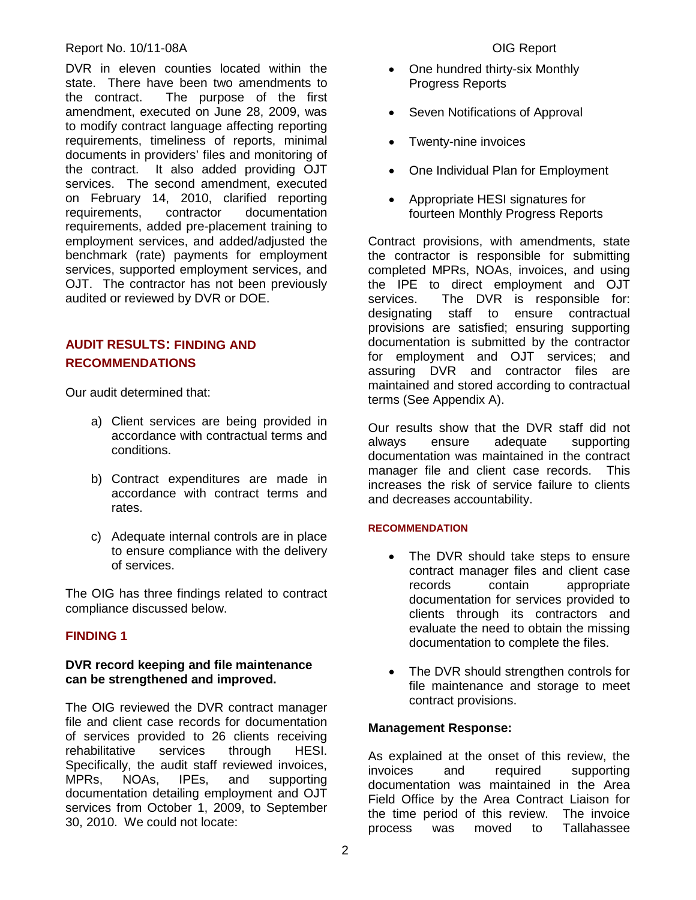DVR in eleven counties located within the state. There have been two amendments to the contract. The purpose of the first amendment, executed on June 28, 2009, was to modify contract language affecting reporting requirements, timeliness of reports, minimal documents in providers' files and monitoring of the contract. It also added providing OJT services. The second amendment, executed on February 14, 2010, clarified reporting requirements, contractor documentation requirements, added pre-placement training to employment services, and added/adjusted the benchmark (rate) payments for employment services, supported employment services, and OJT. The contractor has not been previously audited or reviewed by DVR or DOE.

## AUDIT RESULTS: FINDING AND RECOMMENDATIONS

Our audit determined that:

a) Client services are being provided in accordance with contractual terms and conditions.

b) Contract expenditures are made in accordance with contract terms and rates.

c) Adequate internal controls are in place to ensure compliance with the delivery of services.

The OIG has three findings related to contract compliance discussed below.

### FINDING 1

**DVR record keeping and file maintenance can be strengthened and improved.**

The OIG reviewed the DVR contract manager file and client case records for documentation of services provided to 26 clients receiving rehabilitative services through HESI. Specifically, the audit staff reviewed invoices, MPRs, NOAs, IPEs, and supporting documentation detailing employment and OJT services from October 1, 2009, to September 30, 2010. We could not locate:

- One hundred thirty-six Monthly Progress Reports
- Seven Notifications of Approval
- Twenty-nine invoices
- One Individual Plan for Employment
- Appropriate HESI signatures for fourteen Monthly Progress Reports

Contract provisions, with amendments, state the contractor is responsible for submitting completed MPRs, NOAs, invoices, and using the IPE to direct employment and OJT services. The DVR is responsible for: designating staff to ensure contractual provisions are satisfied; ensuring supporting documentation is submitted by the contractor for employment and OJT services; and assuring DVR and contractor files are maintained and stored according to contractual terms (See Appendix A).

Our results show that the DVR staff did not always ensure adequate supporting documentation was maintained in the contract manager file and client case records. This increases the risk of service failure to clients and decreases accountability.

#### RECOMMENDATION

- The DVR should take steps to ensure contract manager files and client case records contain appropriate documentation for services provided to clients through its contractors and evaluate the need to obtain the missing documentation to complete the files.
- The DVR should strengthen controls for file maintenance and storage to meet contract provisions.

**Management Response:**

As explained at the onset of this review, the invoices and required supporting documentation was maintained in the Area Field Office by the Area Contract Liaison for the time period of this review. The invoice process was moved to Tallahassee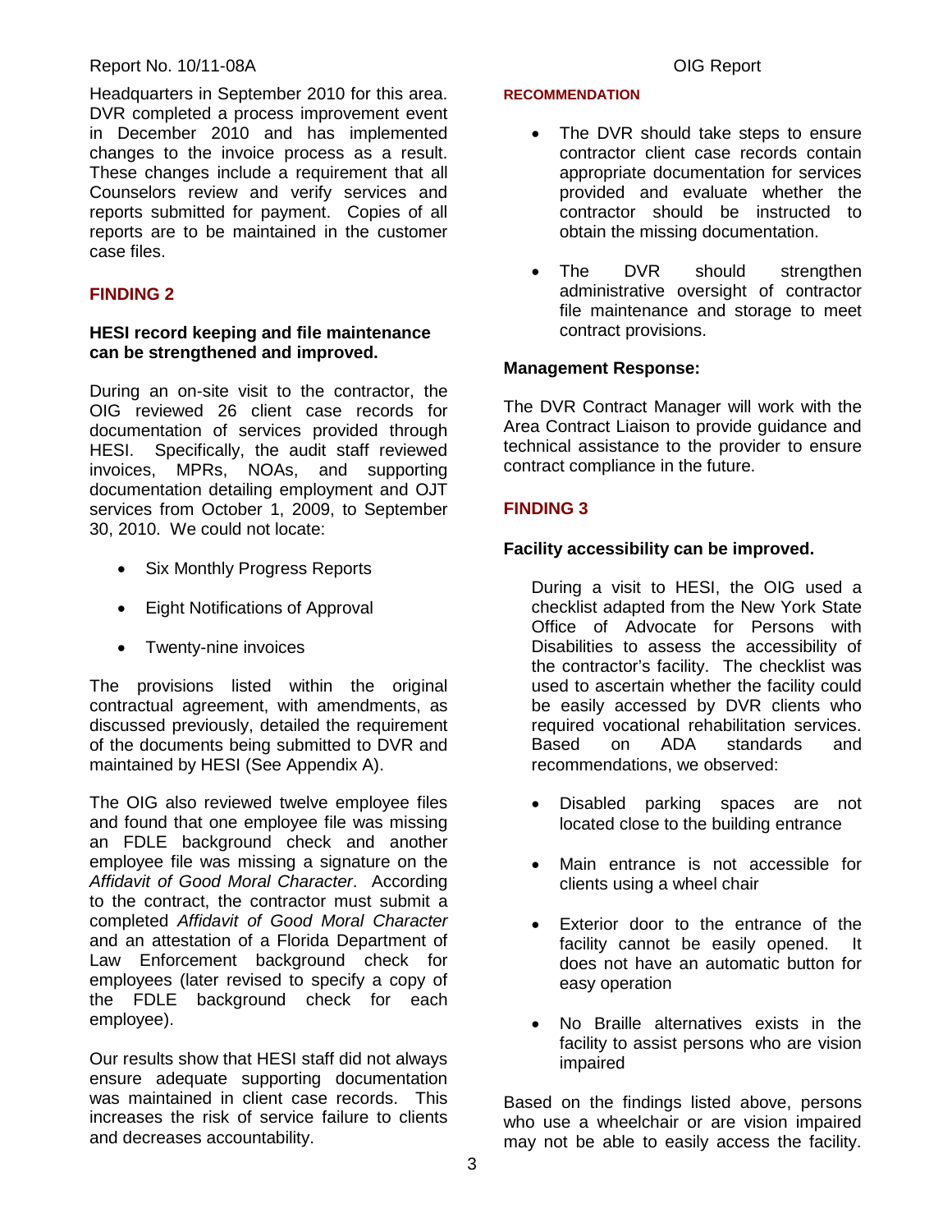Headquarters in September 2010 for this area. DVR completed a process improvement event in December 2010 and has implemented changes to the invoice process as a result. These changes include a requirement that all Counselors review and verify services and reports submitted for payment. Copies of all reports are to be maintained in the customer case files.

## FINDING 2

**HESI record keeping and file maintenance can be strengthened and improved.**

During an on-site visit to the contractor, the OIG reviewed 26 client case records for documentation of services provided through HESI. Specifically, the audit staff reviewed invoices, MPRs, NOAs, and supporting documentation detailing employment and OJT services from October 1, 2009, to September 30, 2010. We could not locate:

- Six Monthly Progress Reports
- Eight Notifications of Approval
- Twenty-nine invoices

The provisions listed within the original contractual agreement, with amendments, as discussed previously, detailed the requirement of the documents being submitted to DVR and maintained by HESI (See Appendix A).

The OIG also reviewed twelve employee files and found that one employee file was missing an FDLE background check and another employee file was missing a signature on the *Affidavit of Good Moral Character*. According to the contract, the contractor must submit a completed *Affidavit of Good Moral Character* and an attestation of a Florida Department of Law Enforcement background check for employees (later revised to specify a copy of the FDLE background check for each employee).

Our results show that HESI staff did not always ensure adequate supporting documentation was maintained in client case records. This increases the risk of service failure to clients and decreases accountability.

### RECOMMENDATION

- The DVR should take steps to ensure contractor client case records contain appropriate documentation for services provided and evaluate whether the contractor should be instructed to obtain the missing documentation.
- The DVR should strengthen administrative oversight of contractor file maintenance and storage to meet contract provisions.

**Management Response:**

The DVR Contract Manager will work with the Area Contract Liaison to provide guidance and technical assistance to the provider to ensure contract compliance in the future.

## FINDING 3

**Facility accessibility can be improved.**

During a visit to HESI, the OIG used a checklist adapted from the New York State Office of Advocate for Persons with Disabilities to assess the accessibility of the contractor's facility. The checklist was used to ascertain whether the facility could be easily accessed by DVR clients who required vocational rehabilitation services. Based on ADA standards and recommendations, we observed:

- Disabled parking spaces are not located close to the building entrance
- Main entrance is not accessible for clients using a wheel chair
- Exterior door to the entrance of the facility cannot be easily opened. It does not have an automatic button for easy operation
- No Braille alternatives exists in the facility to assist persons who are vision impaired

Based on the findings listed above, persons who use a wheelchair or are vision impaired may not be able to easily access the facility.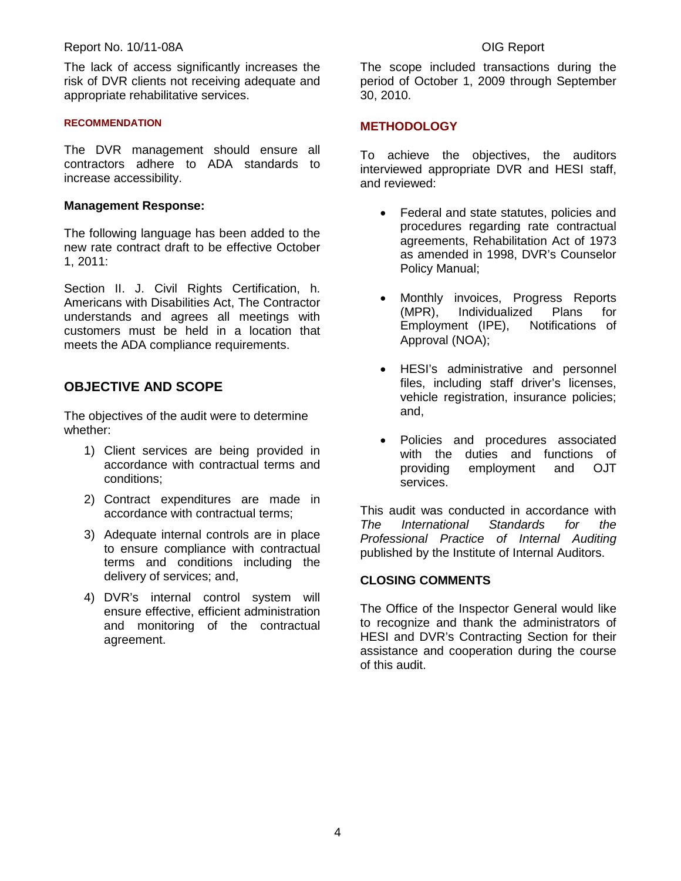The lack of access significantly increases the risk of DVR clients not receiving adequate and appropriate rehabilitative services.

#### RECOMMENDATION

The DVR management should ensure all contractors adhere to ADA standards to increase accessibility.

**Management Response:**

The following language has been added to the new rate contract draft to be effective October 1, 2011:

Section II. J. Civil Rights Certification, h. Americans with Disabilities Act, The Contractor understands and agrees all meetings with customers must be held in a location that meets the ADA compliance requirements.

## OBJECTIVE AND SCOPE

The objectives of the audit were to determine whether:

1) Client services are being provided in accordance with contractual terms and conditions;
2) Contract expenditures are made in accordance with contractual terms;
3) Adequate internal controls are in place to ensure compliance with contractual terms and conditions including the delivery of services; and,
4) DVR's internal control system will ensure effective, efficient administration and monitoring of the contractual agreement.

The scope included transactions during the period of October 1, 2009 through September 30, 2010.

### METHODOLOGY

To achieve the objectives, the auditors interviewed appropriate DVR and HESI staff, and reviewed:

- Federal and state statutes, policies and procedures regarding rate contractual agreements, Rehabilitation Act of 1973 as amended in 1998, DVR's Counselor Policy Manual;
- Monthly invoices, Progress Reports (MPR), Individualized Plans for Employment (IPE), Notifications of Approval (NOA);
- HESI's administrative and personnel files, including staff driver's licenses, vehicle registration, insurance policies; and,
- Policies and procedures associated with the duties and functions of providing employment and OJT services.

This audit was conducted in accordance with *The International Standards for the Professional Practice of Internal Auditing* published by the Institute of Internal Auditors.

### CLOSING COMMENTS

The Office of the Inspector General would like to recognize and thank the administrators of HESI and DVR's Contracting Section for their assistance and cooperation during the course of this audit.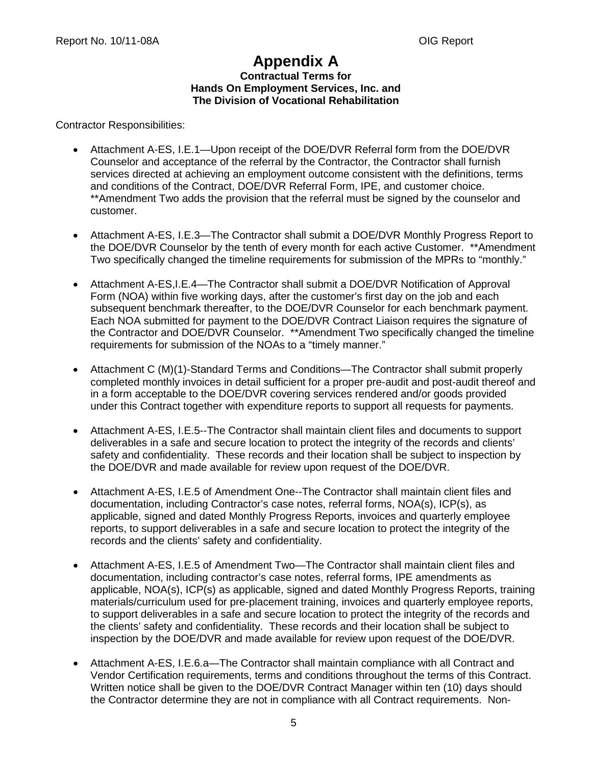# Appendix A

**Contractual Terms for Hands On Employment Services, Inc. and The Division of Vocational Rehabilitation**

Contractor Responsibilities:

- Attachment A-ES, I.E.1—Upon receipt of the DOE/DVR Referral form from the DOE/DVR Counselor and acceptance of the referral by the Contractor, the Contractor shall furnish services directed at achieving an employment outcome consistent with the definitions, terms and conditions of the Contract, DOE/DVR Referral Form, IPE, and customer choice. **Amendment Two adds the provision that the referral must be signed by the counselor and customer.

- Attachment A-ES, I.E.3—The Contractor shall submit a DOE/DVR Monthly Progress Report to the DOE/DVR Counselor by the tenth of every month for each active Customer. **Amendment Two specifically changed the timeline requirements for submission of the MPRs to "monthly."

- Attachment A-ES,I.E.4—The Contractor shall submit a DOE/DVR Notification of Approval Form (NOA) within five working days, after the customer's first day on the job and each subsequent benchmark thereafter, to the DOE/DVR Counselor for each benchmark payment. Each NOA submitted for payment to the DOE/DVR Contract Liaison requires the signature of the Contractor and DOE/DVR Counselor. **Amendment Two specifically changed the timeline requirements for submission of the NOAs to a "timely manner."

- Attachment C (M)(1)-Standard Terms and Conditions—The Contractor shall submit properly completed monthly invoices in detail sufficient for a proper pre-audit and post-audit thereof and in a form acceptable to the DOE/DVR covering services rendered and/or goods provided under this Contract together with expenditure reports to support all requests for payments.

- Attachment A-ES, I.E.5--The Contractor shall maintain client files and documents to support deliverables in a safe and secure location to protect the integrity of the records and clients' safety and confidentiality. These records and their location shall be subject to inspection by the DOE/DVR and made available for review upon request of the DOE/DVR.

- Attachment A-ES, I.E.5 of Amendment One--The Contractor shall maintain client files and documentation, including Contractor's case notes, referral forms, NOA(s), ICP(s), as applicable, signed and dated Monthly Progress Reports, invoices and quarterly employee reports, to support deliverables in a safe and secure location to protect the integrity of the records and the clients' safety and confidentiality.

- Attachment A-ES, I.E.5 of Amendment Two—The Contractor shall maintain client files and documentation, including contractor's case notes, referral forms, IPE amendments as applicable, NOA(s), ICP(s) as applicable, signed and dated Monthly Progress Reports, training materials/curriculum used for pre-placement training, invoices and quarterly employee reports, to support deliverables in a safe and secure location to protect the integrity of the records and the clients' safety and confidentiality. These records and their location shall be subject to inspection by the DOE/DVR and made available for review upon request of the DOE/DVR.

- Attachment A-ES, I.E.6.a—The Contractor shall maintain compliance with all Contract and Vendor Certification requirements, terms and conditions throughout the terms of this Contract. Written notice shall be given to the DOE/DVR Contract Manager within ten (10) days should the Contractor determine they are not in compliance with all Contract requirements. Non-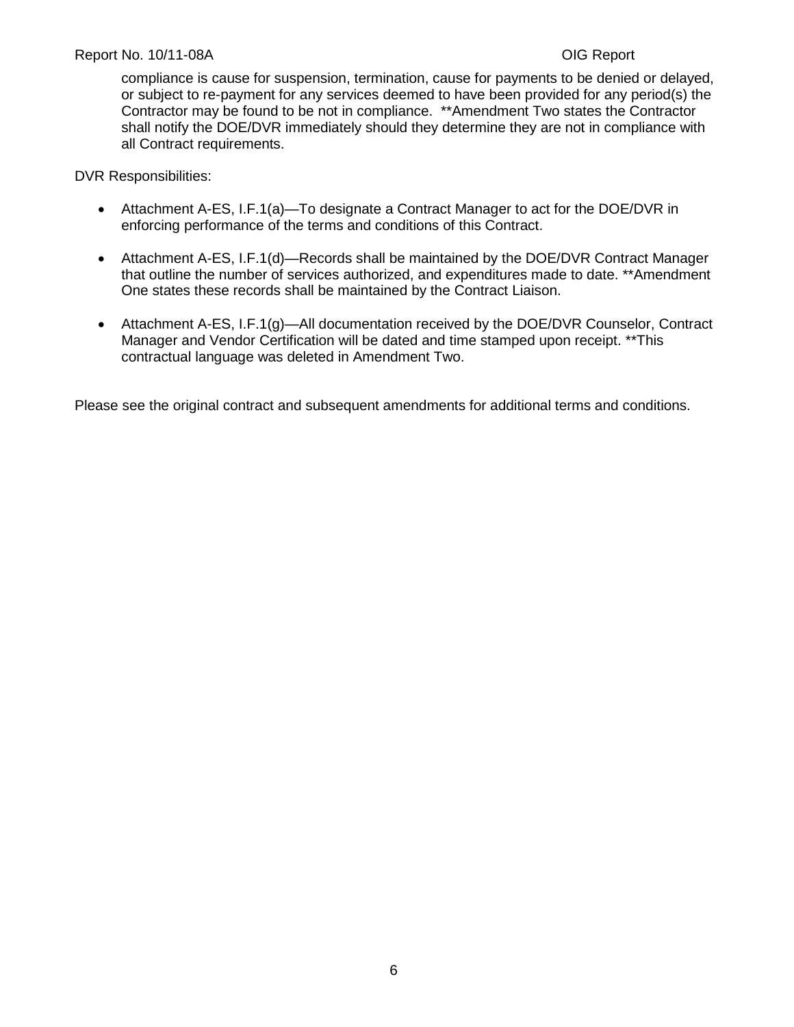compliance is cause for suspension, termination, cause for payments to be denied or delayed, or subject to re-payment for any services deemed to have been provided for any period(s) the Contractor may be found to be not in compliance. **Amendment Two states the Contractor shall notify the DOE/DVR immediately should they determine they are not in compliance with all Contract requirements.

DVR Responsibilities:

- Attachment A-ES, I.F.1(a)—To designate a Contract Manager to act for the DOE/DVR in enforcing performance of the terms and conditions of this Contract.

- Attachment A-ES, I.F.1(d)—Records shall be maintained by the DOE/DVR Contract Manager that outline the number of services authorized, and expenditures made to date. **Amendment One states these records shall be maintained by the Contract Liaison.

- Attachment A-ES, I.F.1(g)—All documentation received by the DOE/DVR Counselor, Contract Manager and Vendor Certification will be dated and time stamped upon receipt. **This contractual language was deleted in Amendment Two.

Please see the original contract and subsequent amendments for additional terms and conditions.